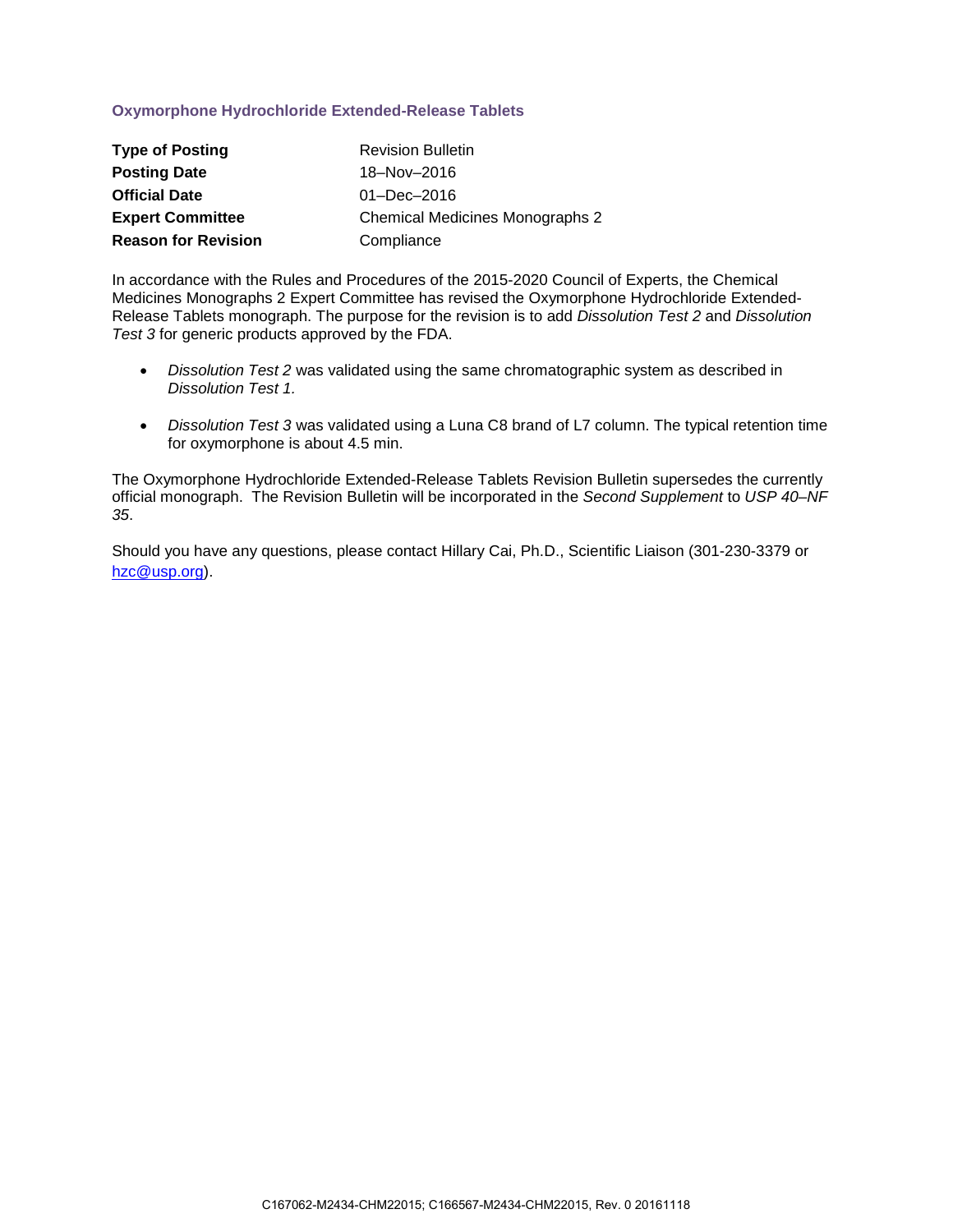## Oxymorphone Hydrochloride Extended-Release Tablets

| | |
|---|---|
| **Type of Posting** | Revision Bulletin |
| **Posting Date** | 18–Nov–2016 |
| **Official Date** | 01–Dec–2016 |
| **Expert Committee** | Chemical Medicines Monographs 2 |
| **Reason for Revision** | Compliance |

In accordance with the Rules and Procedures of the 2015-2020 Council of Experts, the Chemical Medicines Monographs 2 Expert Committee has revised the Oxymorphone Hydrochloride Extended-Release Tablets monograph. The purpose for the revision is to add *Dissolution Test 2* and *Dissolution Test 3* for generic products approved by the FDA.

- *Dissolution Test 2* was validated using the same chromatographic system as described in *Dissolution Test 1.*
- *Dissolution Test 3* was validated using a Luna C8 brand of L7 column. The typical retention time for oxymorphone is about 4.5 min.

The Oxymorphone Hydrochloride Extended-Release Tablets Revision Bulletin supersedes the currently official monograph. The Revision Bulletin will be incorporated in the *Second Supplement* to *USP 40–NF 35*.

Should you have any questions, please contact Hillary Cai, Ph.D., Scientific Liaison (301-230-3379 or hzc@usp.org).

C167062-M2434-CHM22015; C166567-M2434-CHM22015, Rev. 0 20161118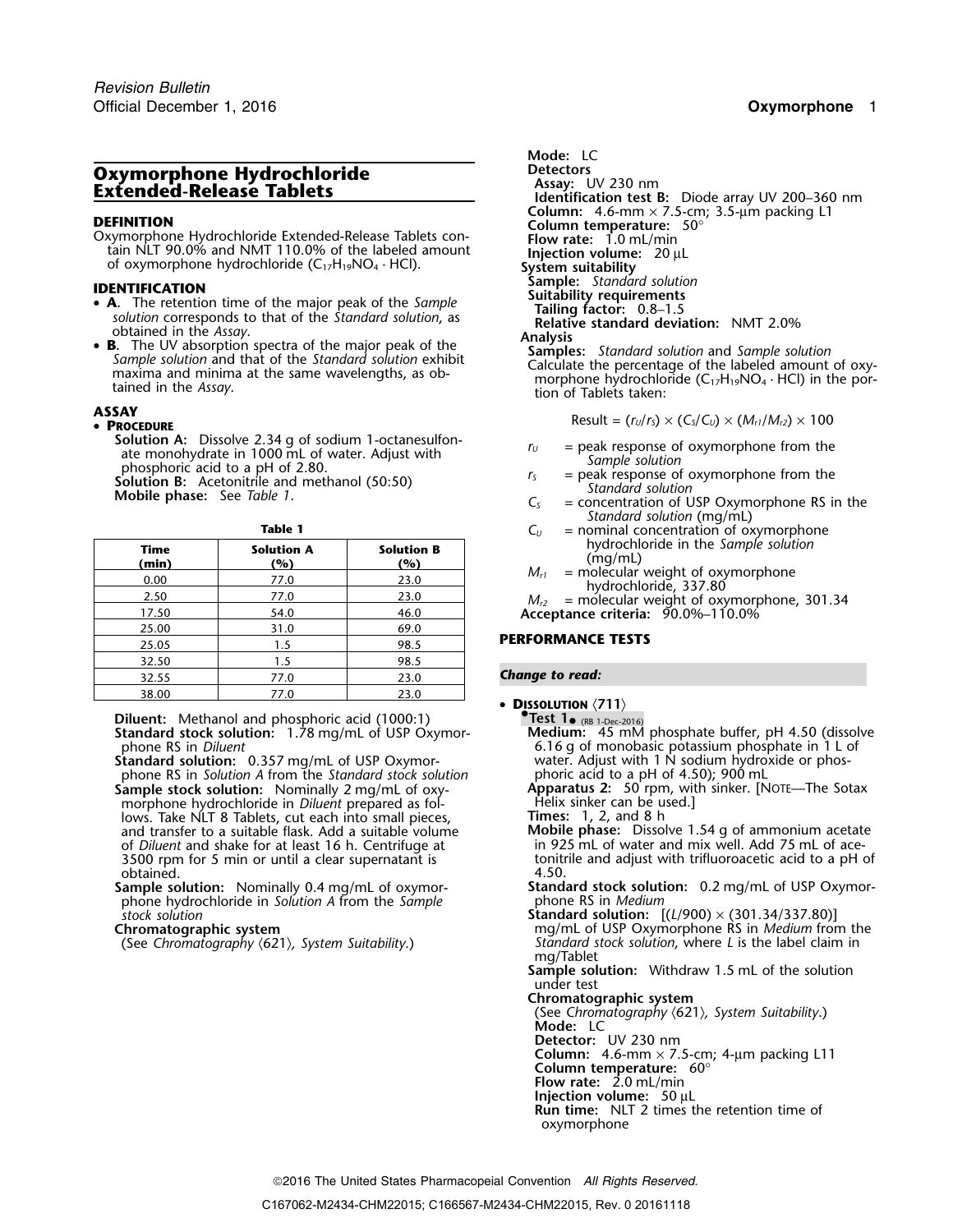# Oxymorphone Hydrochloride Extended-Release Tablets

## DEFINITION

Oxymorphone Hydrochloride Extended-Release Tablets contain NLT 90.0% and NMT 110.0% of the labeled amount of oxymorphone hydrochloride ($C_{17}H_{19}NO_4 \cdot HCl$).

## IDENTIFICATION

- **A.** The retention time of the major peak of the *Sample solution* corresponds to that of the *Standard solution*, as obtained in the *Assay*.
- **B.** The UV absorption spectra of the major peak of the *Sample solution* and that of the *Standard solution* exhibit maxima and minima at the same wavelengths, as obtained in the *Assay*.

## ASSAY

- **Procedure**

**Solution A:** Dissolve 2.34 g of sodium 1-octanesulfonate monohydrate in 1000 mL of water. Adjust with phosphoric acid to a pH of 2.80.

**Solution B:** Acetonitrile and methanol (50:50)

**Mobile phase:** See *Table 1*.

**Table 1**

| Time (min) | Solution A (%) | Solution B (%) |
|---|---|---|
| 0.00 | 77.0 | 23.0 |
| 2.50 | 77.0 | 23.0 |
| 17.50 | 54.0 | 46.0 |
| 25.00 | 31.0 | 69.0 |
| 25.05 | 1.5 | 98.5 |
| 32.50 | 1.5 | 98.5 |
| 32.55 | 77.0 | 23.0 |
| 38.00 | 77.0 | 23.0 |

**Diluent:** Methanol and phosphoric acid (1000:1)

**Standard stock solution:** 1.78 mg/mL of USP Oxymorphone RS in *Diluent*

**Standard solution:** 0.357 mg/mL of USP Oxymorphone RS in *Solution A* from the *Standard stock solution*

**Sample stock solution:** Nominally 2 mg/mL of oxymorphone hydrochloride in *Diluent* prepared as follows. Take NLT 8 Tablets, cut each into small pieces, and transfer to a suitable flask. Add a suitable volume of *Diluent* and shake for at least 16 h. Centrifuge at 3500 rpm for 5 min or until a clear supernatant is obtained.

**Sample solution:** Nominally 0.4 mg/mL of oxymorphone hydrochloride in *Solution A* from the *Sample stock solution*

**Chromatographic system**

(See *Chromatography* ⟨621⟩*, System Suitability*.)

**Mode:** LC

**Detectors**

**Assay:** UV 230 nm

**Identification test B:** Diode array UV 200–360 nm

**Column:** 4.6-mm × 7.5-cm; 3.5-µm packing L1

**Column temperature:** 50°

**Flow rate:** 1.0 mL/min

**Injection volume:** 20 µL

**System suitability**

**Sample:** *Standard solution*

**Suitability requirements**

**Tailing factor:** 0.8–1.5

**Relative standard deviation:** NMT 2.0%

**Analysis**

**Samples:** *Standard solution* and *Sample solution*

Calculate the percentage of the labeled amount of oxymorphone hydrochloride ($C_{17}H_{19}NO_4 \cdot HCl$) in the portion of Tablets taken:

$$\text{Result} = (r_U/r_S) \times (C_S/C_U) \times (M_{r1}/M_{r2}) \times 100$$

- $r_U$ = peak response of oxymorphone from the *Sample solution*
- $r_S$ = peak response of oxymorphone from the *Standard solution*
- $C_S$ = concentration of USP Oxymorphone RS in the *Standard solution* (mg/mL)
- $C_U$ = nominal concentration of oxymorphone hydrochloride in the *Sample solution* (mg/mL)
- $M_{r1}$ = molecular weight of oxymorphone hydrochloride, 337.80
- $M_{r2}$ = molecular weight of oxymorphone, 301.34

**Acceptance criteria:** 90.0%–110.0%

## PERFORMANCE TESTS

***Change to read:***

- **Dissolution** ⟨711⟩

•**Test 1**• (RB 1-Dec-2016)

**Medium:** 45 mM phosphate buffer, pH 4.50 (dissolve 6.16 g of monobasic potassium phosphate in 1 L of water. Adjust with 1 N sodium hydroxide or phosphoric acid to a pH of 4.50); 900 mL

**Apparatus 2:** 50 rpm, with sinker. [Note—The Sotax Helix sinker can be used.]

**Times:** 1, 2, and 8 h

**Mobile phase:** Dissolve 1.54 g of ammonium acetate in 925 mL of water and mix well. Add 75 mL of acetonitrile and adjust with trifluoroacetic acid to a pH of 4.50.

**Standard stock solution:** 0.2 mg/mL of USP Oxymorphone RS in *Medium*

**Standard solution:** $[(L/900) \times (301.34/337.80)]$ mg/mL of USP Oxymorphone RS in *Medium* from the *Standard stock solution*, where $L$ is the label claim in mg/Tablet

**Sample solution:** Withdraw 1.5 mL of the solution under test

**Chromatographic system**

(See *Chromatography* ⟨621⟩*, System Suitability*.)

**Mode:** LC

**Detector:** UV 230 nm

**Column:** 4.6-mm × 7.5-cm; 4-µm packing L11

**Column temperature:** 60°

**Flow rate:** 2.0 mL/min

**Injection volume:** 50 µL

**Run time:** NLT 2 times the retention time of oxymorphone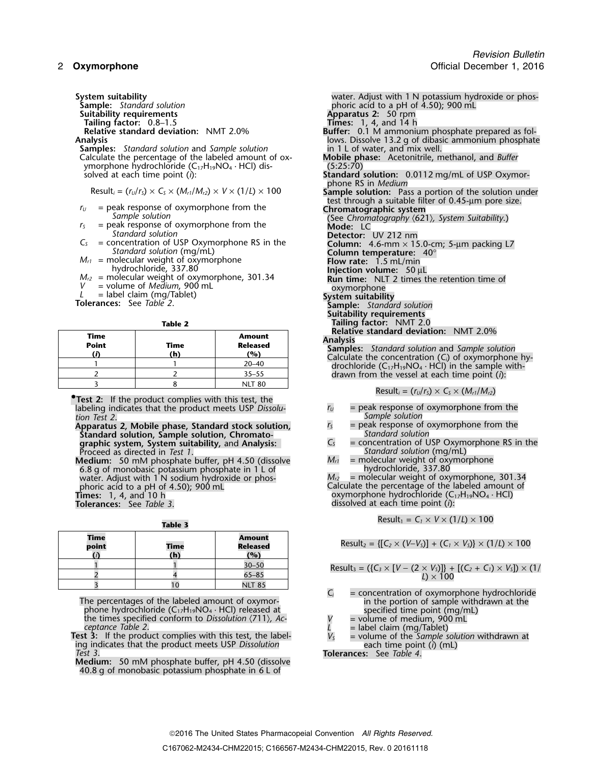**System suitability**

**Sample:** *Standard solution*

**Suitability requirements**

**Tailing factor:** 0.8–1.5

**Relative standard deviation:** NMT 2.0%

**Analysis**

**Samples:** *Standard solution* and *Sample solution*

Calculate the percentage of the labeled amount of oxymorphone hydrochloride ($C_{17}H_{19}NO_4 \cdot HCl$) dissolved at each time point ($i$):

$$Result_i = (r_U/r_S) \times C_S \times (M_{r1}/M_{r2}) \times V \times (1/L) \times 100$$

$r_U$ = peak response of oxymorphone from the *Sample solution*

$r_S$ = peak response of oxymorphone from the *Standard solution*

$C_S$ = concentration of USP Oxymorphone RS in the *Standard solution* (mg/mL)

$M_{r1}$ = molecular weight of oxymorphone hydrochloride, 337.80

$M_{r2}$ = molecular weight of oxymorphone, 301.34

$V$ = volume of *Medium*, 900 mL

$L$ = label claim (mg/Tablet)

**Tolerances:** See *Table 2*.

**Table 2**

| Time Point ($i$) | Time (h) | Amount Released (%) |
|---|---|---|
| 1 | 1 | 20–40 |
| 2 | 2 | 35–55 |
| 3 | 8 | NLT 80 |

•**Test 2:** If the product complies with this test, the labeling indicates that the product meets USP *Dissolution Test 2*.

**Apparatus 2, Mobile phase, Standard stock solution, Standard solution, Sample solution, Chromatographic system, System suitability,** and **Analysis:** Proceed as directed in *Test 1*.

**Medium:** 50 mM phosphate buffer, pH 4.50 (dissolve 6.8 g of monobasic potassium phosphate in 1 L of water. Adjust with 1 N sodium hydroxide or phosphoric acid to a pH of 4.50); 900 mL

**Times:** 1, 4, and 10 h

**Tolerances:** See *Table 3*.

**Table 3**

| Time point ($i$) | Time (h) | Amount Released (%) |
|---|---|---|
| 1 | 1 | 30–50 |
| 2 | 4 | 65–85 |
| 3 | 10 | NLT 85 |

The percentages of the labeled amount of oxymorphone hydrochloride ($C_{17}H_{19}NO_4 \cdot HCl$) released at the times specified conform to *Dissolution* ⟨711⟩, *Acceptance Table 2*.

**Test 3:** If the product complies with this test, the labeling indicates that the product meets USP *Dissolution Test 3*.

**Medium:** 50 mM phosphate buffer, pH 4.50 (dissolve 40.8 g of monobasic potassium phosphate in 6 L of water. Adjust with 1 N potassium hydroxide or phosphoric acid to a pH of 4.50); 900 mL

**Apparatus 2:** 50 rpm

**Times:** 1, 4, and 14 h

**Buffer:** 0.1 M ammonium phosphate prepared as follows. Dissolve 13.2 g of dibasic ammonium phosphate in 1 L of water, and mix well.

**Mobile phase:** Acetonitrile, methanol, and *Buffer* (5:25:70)

**Standard solution:** 0.0112 mg/mL of USP Oxymorphone RS in *Medium*

**Sample solution:** Pass a portion of the solution under test through a suitable filter of 0.45-µm pore size.

**Chromatographic system**

(See *Chromatography* ⟨621⟩, *System Suitability*.)

**Mode:** LC

**Detector:** UV 212 nm

**Column:** 4.6-mm × 15.0-cm; 5-µm packing L7

**Column temperature:** 40°

**Flow rate:** 1.5 mL/min

**Injection volume:** 50 µL

**Run time:** NLT 2 times the retention time of oxymorphone

**System suitability**

**Sample:** *Standard solution*

**Suitability requirements**

**Tailing factor:** NMT 2.0

**Relative standard deviation:** NMT 2.0%

**Analysis**

**Samples:** *Standard solution* and *Sample solution*

Calculate the concentration ($C_i$) of oxymorphone hydrochloride ($C_{17}H_{19}NO_4 \cdot HCl$) in the sample withdrawn from the vessel at each time point ($i$):

$$Result_i = (r_U/r_S) \times C_S \times (M_{r1}/M_{r2})$$

$r_U$ = peak response of oxymorphone from the *Sample solution*

$r_S$ = peak response of oxymorphone from the *Standard solution*

$C_S$ = concentration of USP Oxymorphone RS in the *Standard solution* (mg/mL)

$M_{r1}$ = molecular weight of oxymorphone hydrochloride, 337.80

$M_{r2}$ = molecular weight of oxymorphone, 301.34

Calculate the percentage of the labeled amount of oxymorphone hydrochloride ($C_{17}H_{19}NO_4 \cdot HCl$) dissolved at each time point ($i$):

$$Result_1 = C_1 \times V \times (1/L) \times 100$$

$$Result_2 = \{[C_2 \times (V - V_S)] + (C_1 \times V_S)\} \times (1/L) \times 100$$

$$Result_3 = (\{C_3 \times [V - (2 \times V_S)]\} + [(C_2 + C_1) \times V_S]) \times (1/L) \times 100$$

$C_i$ = concentration of oxymorphone hydrochloride in the portion of sample withdrawn at the specified time point (mg/mL)

$V$ = volume of medium, 900 mL

$L$ = label claim (mg/Tablet)

$V_S$ = volume of the *Sample solution* withdrawn at each time point ($i$) (mL)

**Tolerances:** See *Table 4*.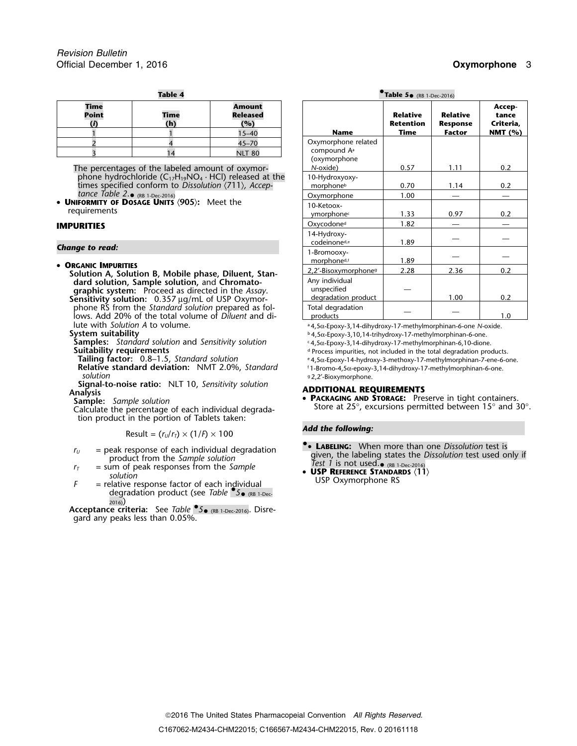**Table 4**

| Time Point (*i*) | Time (h) | Amount Released (%) |
|---|---|---|
| 1 | 1 | 15–40 |
| 2 | 4 | 45–70 |
| 3 | 14 | NLT 80 |

The percentages of the labeled amount of oxymorphone hydrochloride ($C_{17}H_{19}NO_4 \cdot HCl$) released at the times specified conform to *Dissolution* ⟨711⟩, *Acceptance Table 2*.● (RB 1-Dec-2016)

- **Uniformity of Dosage Units** ⟨905⟩: Meet the requirements

## IMPURITIES

***Change to read:***

- **Organic Impurities**

**Solution A, Solution B, Mobile phase, Diluent, Standard solution, Sample solution,** and **Chromatographic system:** Proceed as directed in the *Assay*.

**Sensitivity solution:** 0.357 µg/mL of USP Oxymorphone RS from the *Standard solution* prepared as follows. Add 20% of the total volume of *Diluent* and dilute with *Solution A* to volume.

**System suitability**

**Samples:** *Standard solution* and *Sensitivity solution*

**Suitability requirements**

**Tailing factor:** 0.8–1.5, *Standard solution*

**Relative standard deviation:** NMT 2.0%, *Standard solution*

**Signal-to-noise ratio:** NLT 10, *Sensitivity solution*

**Analysis**

**Sample:** *Sample solution*

Calculate the percentage of each individual degradation product in the portion of Tablets taken:

$$\text{Result} = (r_U/r_T) \times (1/F) \times 100$$

$r_U$ = peak response of each individual degradation product from the *Sample solution*

$r_T$ = sum of peak responses from the *Sample solution*

$F$ = relative response factor of each individual degradation product (see *Table* ●*5*● (RB 1-Dec-2016))

**Acceptance criteria:** See *Table* ●*5*● (RB 1-Dec-2016). Disregard any peaks less than 0.05%.

●**Table 5**● (RB 1-Dec-2016)

| Name | Relative Retention Time | Relative Response Factor | Acceptance Criteria, NMT (%) |
|---|---|---|---|
| Oxymorphone related compound A[a] (oxymorphone *N*-oxide) | 0.57 | 1.11 | 0.2 |
| 10-Hydroxyoxymorphone[b] | 0.70 | 1.14 | 0.2 |
| Oxymorphone | 1.00 | — | — |
| 10-Ketooxymorphone[c] | 1.33 | 0.97 | 0.2 |
| Oxycodone[d] | 1.82 | — | — |
| 14-Hydroxycodeinone[d,e] | 1.89 | — | — |
| 1-Bromooxymorphone[d,f] | 1.89 | — | — |
| 2,2′-Bisoxymorphone[g] | 2.28 | 2.36 | 0.2 |
| Any individual unspecified degradation product | — | 1.00 | 0.2 |
| Total degradation products | — | — | 1.0 |

[a] 4,5α-Epoxy-3,14-dihydroxy-17-methylmorphinan-6-one *N*-oxide.
[b] 4,5α-Epoxy-3,10,14-trihydroxy-17-methylmorphinan-6-one.
[c] 4,5α-Epoxy-3,14-dihydroxy-17-methylmorphinan-6,10-dione.
[d] Process impurities, not included in the total degradation products.
[e] 4,5α-Epoxy-14-hydroxy-3-methoxy-17-methylmorphinan-7-ene-6-one.
[f] 1-Bromo-4,5α-epoxy-3,14-dihydroxy-17-methylmorphinan-6-one.
[g] 2,2′-Bioxymorphone.

## ADDITIONAL REQUIREMENTS

- **Packaging and Storage:** Preserve in tight containers. Store at 25°, excursions permitted between 15° and 30°.

***Add the following:***

- ●**Labeling:** When more than one *Dissolution* test is given, the labeling states the *Dissolution* test used only if *Test 1* is not used.● (RB 1-Dec-2016)
- **USP Reference Standards** ⟨11⟩
  USP Oxymorphone RS